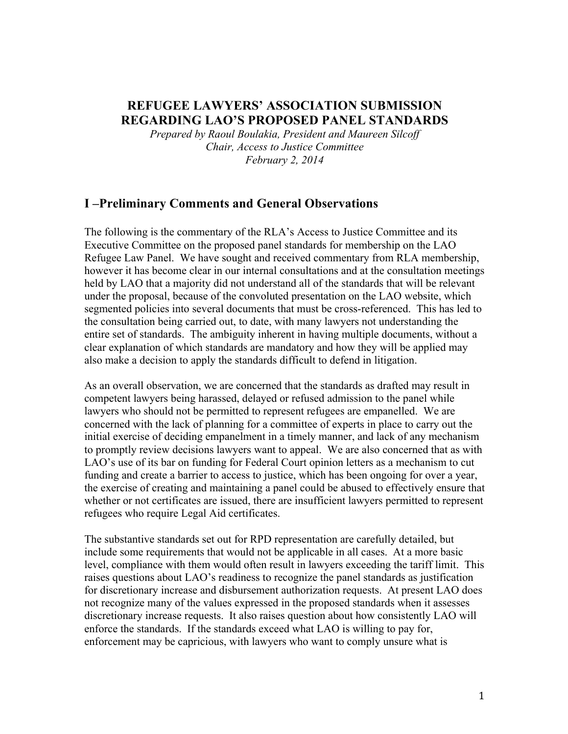# REFUGEE LAWYERS' ASSOCIATION SUBMISSION REGARDING LAO'S PROPOSED PANEL STANDARDS

*Prepared by Raoul Boulakia, President and Maureen Silcoff*
*Chair, Access to Justice Committee*
*February 2, 2014*

## I –Preliminary Comments and General Observations

The following is the commentary of the RLA's Access to Justice Committee and its Executive Committee on the proposed panel standards for membership on the LAO Refugee Law Panel. We have sought and received commentary from RLA membership, however it has become clear in our internal consultations and at the consultation meetings held by LAO that a majority did not understand all of the standards that will be relevant under the proposal, because of the convoluted presentation on the LAO website, which segmented policies into several documents that must be cross-referenced. This has led to the consultation being carried out, to date, with many lawyers not understanding the entire set of standards. The ambiguity inherent in having multiple documents, without a clear explanation of which standards are mandatory and how they will be applied may also make a decision to apply the standards difficult to defend in litigation.

As an overall observation, we are concerned that the standards as drafted may result in competent lawyers being harassed, delayed or refused admission to the panel while lawyers who should not be permitted to represent refugees are empanelled. We are concerned with the lack of planning for a committee of experts in place to carry out the initial exercise of deciding empanelment in a timely manner, and lack of any mechanism to promptly review decisions lawyers want to appeal. We are also concerned that as with LAO's use of its bar on funding for Federal Court opinion letters as a mechanism to cut funding and create a barrier to access to justice, which has been ongoing for over a year, the exercise of creating and maintaining a panel could be abused to effectively ensure that whether or not certificates are issued, there are insufficient lawyers permitted to represent refugees who require Legal Aid certificates.

The substantive standards set out for RPD representation are carefully detailed, but include some requirements that would not be applicable in all cases. At a more basic level, compliance with them would often result in lawyers exceeding the tariff limit. This raises questions about LAO's readiness to recognize the panel standards as justification for discretionary increase and disbursement authorization requests. At present LAO does not recognize many of the values expressed in the proposed standards when it assesses discretionary increase requests. It also raises question about how consistently LAO will enforce the standards. If the standards exceed what LAO is willing to pay for, enforcement may be capricious, with lawyers who want to comply unsure what is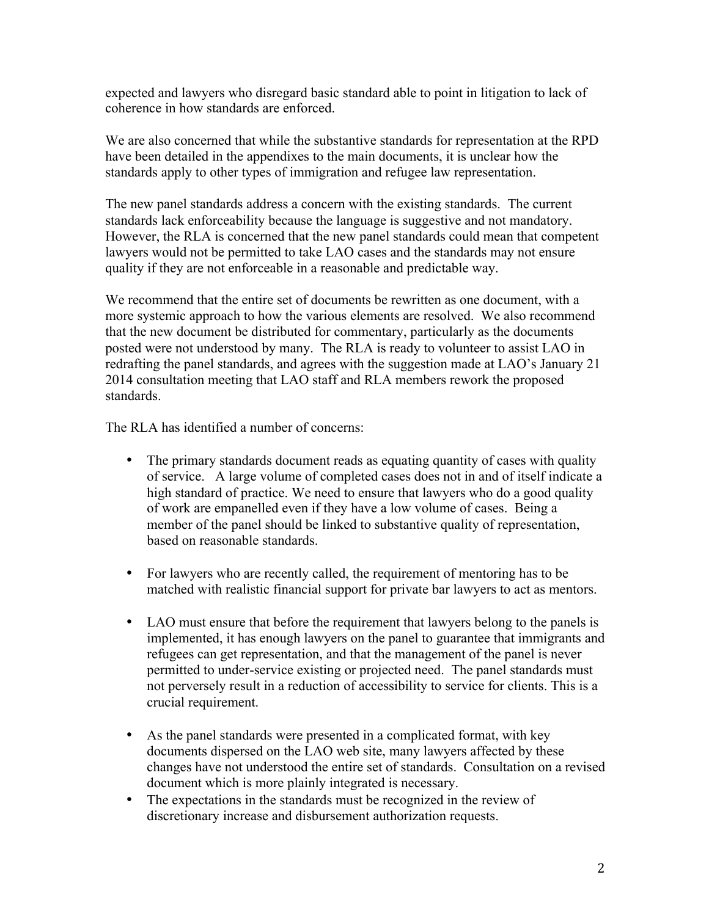expected and lawyers who disregard basic standard able to point in litigation to lack of coherence in how standards are enforced.

We are also concerned that while the substantive standards for representation at the RPD have been detailed in the appendixes to the main documents, it is unclear how the standards apply to other types of immigration and refugee law representation.

The new panel standards address a concern with the existing standards. The current standards lack enforceability because the language is suggestive and not mandatory. However, the RLA is concerned that the new panel standards could mean that competent lawyers would not be permitted to take LAO cases and the standards may not ensure quality if they are not enforceable in a reasonable and predictable way.

We recommend that the entire set of documents be rewritten as one document, with a more systemic approach to how the various elements are resolved. We also recommend that the new document be distributed for commentary, particularly as the documents posted were not understood by many. The RLA is ready to volunteer to assist LAO in redrafting the panel standards, and agrees with the suggestion made at LAO's January 21 2014 consultation meeting that LAO staff and RLA members rework the proposed standards.

The RLA has identified a number of concerns:

- The primary standards document reads as equating quantity of cases with quality of service. A large volume of completed cases does not in and of itself indicate a high standard of practice. We need to ensure that lawyers who do a good quality of work are empanelled even if they have a low volume of cases. Being a member of the panel should be linked to substantive quality of representation, based on reasonable standards.

- For lawyers who are recently called, the requirement of mentoring has to be matched with realistic financial support for private bar lawyers to act as mentors.

- LAO must ensure that before the requirement that lawyers belong to the panels is implemented, it has enough lawyers on the panel to guarantee that immigrants and refugees can get representation, and that the management of the panel is never permitted to under-service existing or projected need. The panel standards must not perversely result in a reduction of accessibility to service for clients. This is a crucial requirement.

- As the panel standards were presented in a complicated format, with key documents dispersed on the LAO web site, many lawyers affected by these changes have not understood the entire set of standards. Consultation on a revised document which is more plainly integrated is necessary.
- The expectations in the standards must be recognized in the review of discretionary increase and disbursement authorization requests.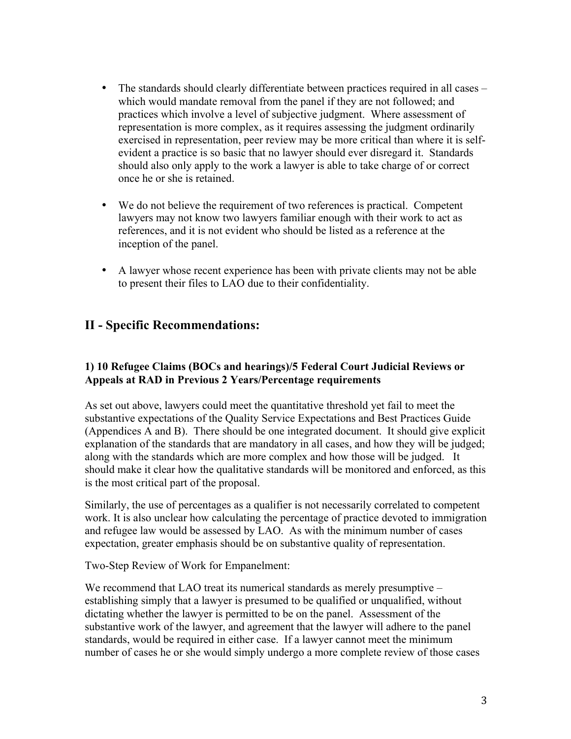- The standards should clearly differentiate between practices required in all cases – which would mandate removal from the panel if they are not followed; and practices which involve a level of subjective judgment. Where assessment of representation is more complex, as it requires assessing the judgment ordinarily exercised in representation, peer review may be more critical than where it is self-evident a practice is so basic that no lawyer should ever disregard it. Standards should also only apply to the work a lawyer is able to take charge of or correct once he or she is retained.

- We do not believe the requirement of two references is practical. Competent lawyers may not know two lawyers familiar enough with their work to act as references, and it is not evident who should be listed as a reference at the inception of the panel.

- A lawyer whose recent experience has been with private clients may not be able to present their files to LAO due to their confidentiality.

## II - Specific Recommendations:

### 1) 10 Refugee Claims (BOCs and hearings)/5 Federal Court Judicial Reviews or Appeals at RAD in Previous 2 Years/Percentage requirements

As set out above, lawyers could meet the quantitative threshold yet fail to meet the substantive expectations of the Quality Service Expectations and Best Practices Guide (Appendices A and B). There should be one integrated document. It should give explicit explanation of the standards that are mandatory in all cases, and how they will be judged; along with the standards which are more complex and how those will be judged. It should make it clear how the qualitative standards will be monitored and enforced, as this is the most critical part of the proposal.

Similarly, the use of percentages as a qualifier is not necessarily correlated to competent work. It is also unclear how calculating the percentage of practice devoted to immigration and refugee law would be assessed by LAO. As with the minimum number of cases expectation, greater emphasis should be on substantive quality of representation.

Two-Step Review of Work for Empanelment:

We recommend that LAO treat its numerical standards as merely presumptive – establishing simply that a lawyer is presumed to be qualified or unqualified, without dictating whether the lawyer is permitted to be on the panel. Assessment of the substantive work of the lawyer, and agreement that the lawyer will adhere to the panel standards, would be required in either case. If a lawyer cannot meet the minimum number of cases he or she would simply undergo a more complete review of those cases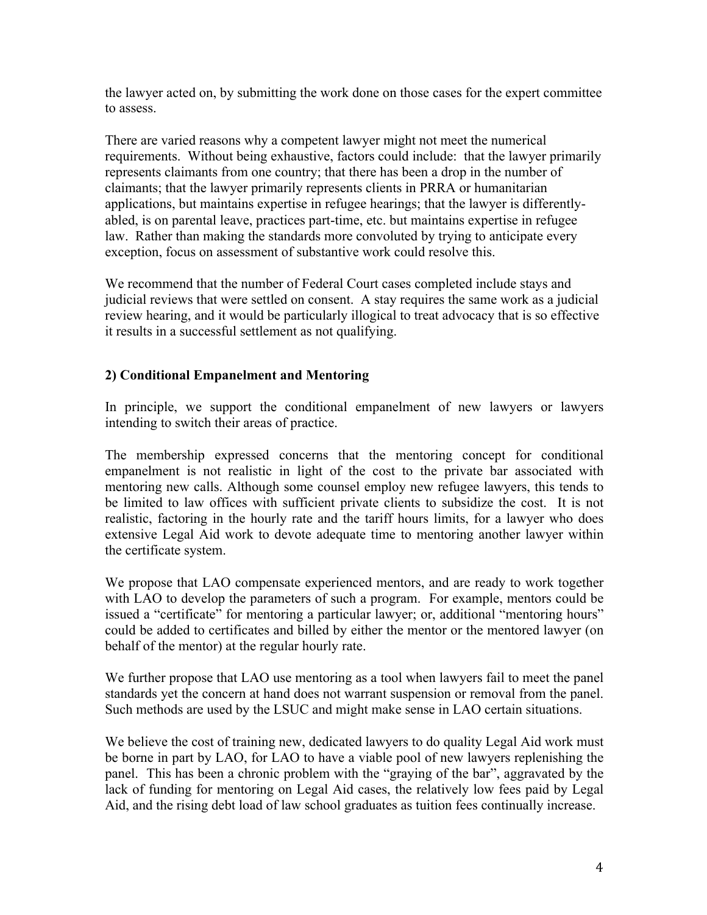the lawyer acted on, by submitting the work done on those cases for the expert committee to assess.

There are varied reasons why a competent lawyer might not meet the numerical requirements. Without being exhaustive, factors could include: that the lawyer primarily represents claimants from one country; that there has been a drop in the number of claimants; that the lawyer primarily represents clients in PRRA or humanitarian applications, but maintains expertise in refugee hearings; that the lawyer is differently-abled, is on parental leave, practices part-time, etc. but maintains expertise in refugee law. Rather than making the standards more convoluted by trying to anticipate every exception, focus on assessment of substantive work could resolve this.

We recommend that the number of Federal Court cases completed include stays and judicial reviews that were settled on consent. A stay requires the same work as a judicial review hearing, and it would be particularly illogical to treat advocacy that is so effective it results in a successful settlement as not qualifying.

### 2) Conditional Empanelment and Mentoring

In principle, we support the conditional empanelment of new lawyers or lawyers intending to switch their areas of practice.

The membership expressed concerns that the mentoring concept for conditional empanelment is not realistic in light of the cost to the private bar associated with mentoring new calls. Although some counsel employ new refugee lawyers, this tends to be limited to law offices with sufficient private clients to subsidize the cost. It is not realistic, factoring in the hourly rate and the tariff hours limits, for a lawyer who does extensive Legal Aid work to devote adequate time to mentoring another lawyer within the certificate system.

We propose that LAO compensate experienced mentors, and are ready to work together with LAO to develop the parameters of such a program. For example, mentors could be issued a "certificate" for mentoring a particular lawyer; or, additional "mentoring hours" could be added to certificates and billed by either the mentor or the mentored lawyer (on behalf of the mentor) at the regular hourly rate.

We further propose that LAO use mentoring as a tool when lawyers fail to meet the panel standards yet the concern at hand does not warrant suspension or removal from the panel. Such methods are used by the LSUC and might make sense in LAO certain situations.

We believe the cost of training new, dedicated lawyers to do quality Legal Aid work must be borne in part by LAO, for LAO to have a viable pool of new lawyers replenishing the panel. This has been a chronic problem with the "graying of the bar", aggravated by the lack of funding for mentoring on Legal Aid cases, the relatively low fees paid by Legal Aid, and the rising debt load of law school graduates as tuition fees continually increase.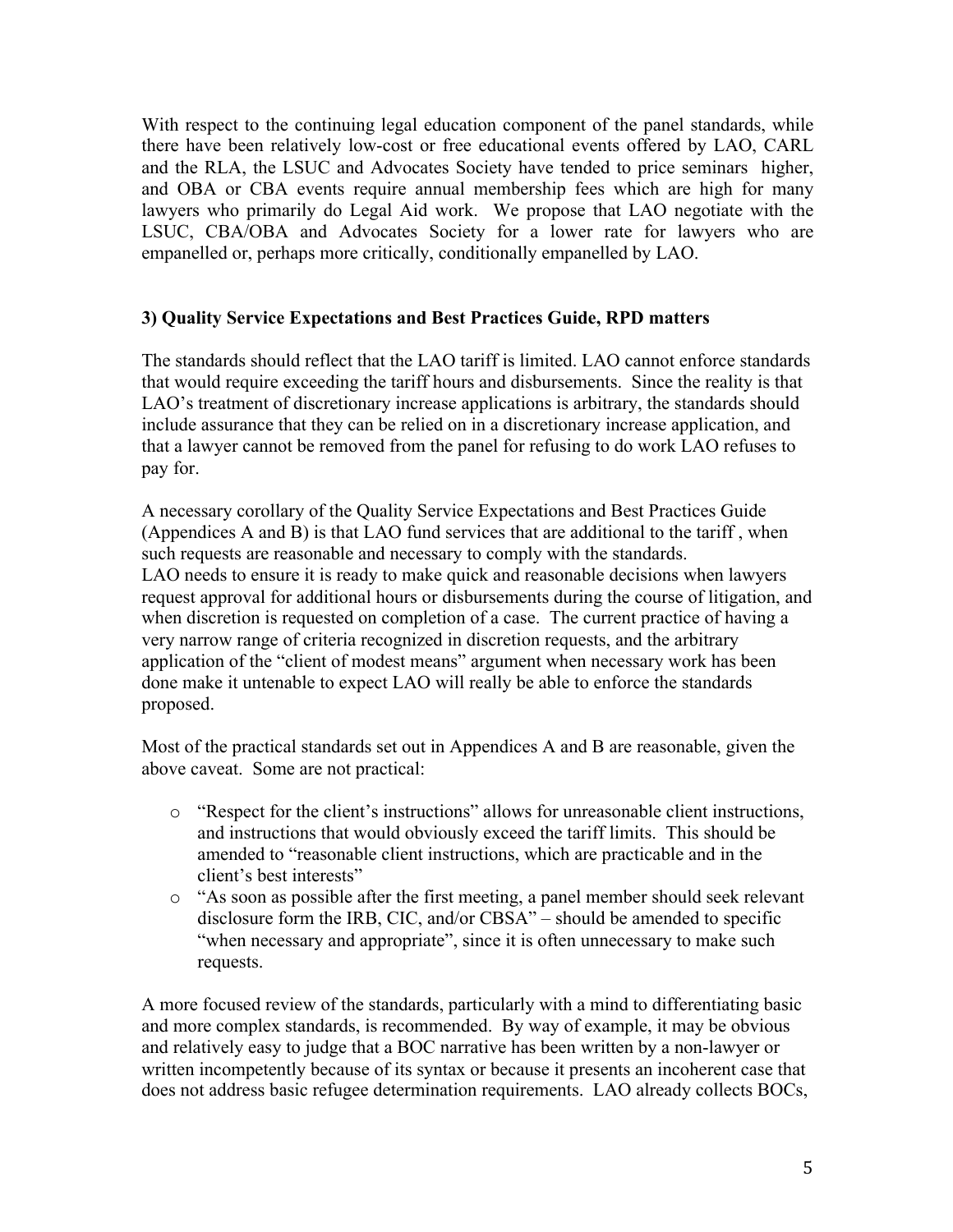With respect to the continuing legal education component of the panel standards, while there have been relatively low-cost or free educational events offered by LAO, CARL and the RLA, the LSUC and Advocates Society have tended to price seminars higher, and OBA or CBA events require annual membership fees which are high for many lawyers who primarily do Legal Aid work. We propose that LAO negotiate with the LSUC, CBA/OBA and Advocates Society for a lower rate for lawyers who are empanelled or, perhaps more critically, conditionally empanelled by LAO.

### 3) Quality Service Expectations and Best Practices Guide, RPD matters

The standards should reflect that the LAO tariff is limited. LAO cannot enforce standards that would require exceeding the tariff hours and disbursements. Since the reality is that LAO's treatment of discretionary increase applications is arbitrary, the standards should include assurance that they can be relied on in a discretionary increase application, and that a lawyer cannot be removed from the panel for refusing to do work LAO refuses to pay for.

A necessary corollary of the Quality Service Expectations and Best Practices Guide (Appendices A and B) is that LAO fund services that are additional to the tariff , when such requests are reasonable and necessary to comply with the standards.
LAO needs to ensure it is ready to make quick and reasonable decisions when lawyers request approval for additional hours or disbursements during the course of litigation, and when discretion is requested on completion of a case. The current practice of having a very narrow range of criteria recognized in discretion requests, and the arbitrary application of the "client of modest means" argument when necessary work has been done make it untenable to expect LAO will really be able to enforce the standards proposed.

Most of the practical standards set out in Appendices A and B are reasonable, given the above caveat. Some are not practical:

- "Respect for the client's instructions" allows for unreasonable client instructions, and instructions that would obviously exceed the tariff limits. This should be amended to "reasonable client instructions, which are practicable and in the client's best interests"
- "As soon as possible after the first meeting, a panel member should seek relevant disclosure form the IRB, CIC, and/or CBSA" – should be amended to specific "when necessary and appropriate", since it is often unnecessary to make such requests.

A more focused review of the standards, particularly with a mind to differentiating basic and more complex standards, is recommended. By way of example, it may be obvious and relatively easy to judge that a BOC narrative has been written by a non-lawyer or written incompetently because of its syntax or because it presents an incoherent case that does not address basic refugee determination requirements. LAO already collects BOCs,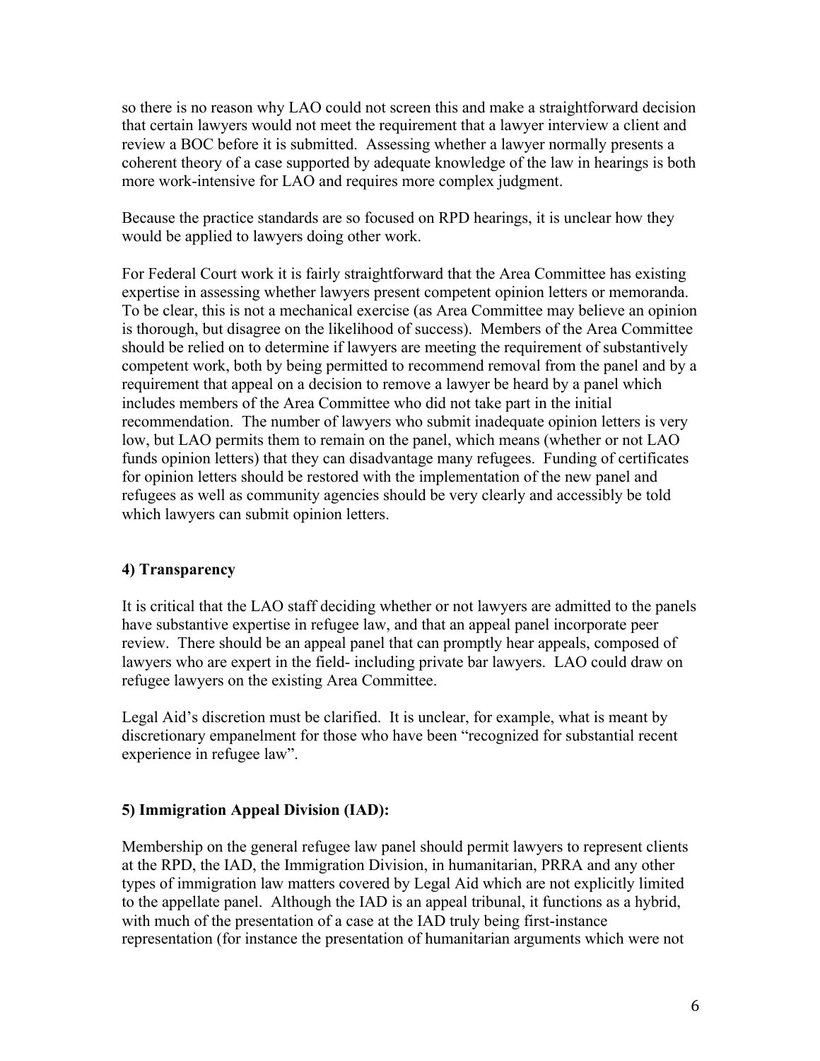so there is no reason why LAO could not screen this and make a straightforward decision that certain lawyers would not meet the requirement that a lawyer interview a client and review a BOC before it is submitted. Assessing whether a lawyer normally presents a coherent theory of a case supported by adequate knowledge of the law in hearings is both more work-intensive for LAO and requires more complex judgment.

Because the practice standards are so focused on RPD hearings, it is unclear how they would be applied to lawyers doing other work.

For Federal Court work it is fairly straightforward that the Area Committee has existing expertise in assessing whether lawyers present competent opinion letters or memoranda. To be clear, this is not a mechanical exercise (as Area Committee may believe an opinion is thorough, but disagree on the likelihood of success). Members of the Area Committee should be relied on to determine if lawyers are meeting the requirement of substantively competent work, both by being permitted to recommend removal from the panel and by a requirement that appeal on a decision to remove a lawyer be heard by a panel which includes members of the Area Committee who did not take part in the initial recommendation. The number of lawyers who submit inadequate opinion letters is very low, but LAO permits them to remain on the panel, which means (whether or not LAO funds opinion letters) that they can disadvantage many refugees. Funding of certificates for opinion letters should be restored with the implementation of the new panel and refugees as well as community agencies should be very clearly and accessibly be told which lawyers can submit opinion letters.

### 4) Transparency

It is critical that the LAO staff deciding whether or not lawyers are admitted to the panels have substantive expertise in refugee law, and that an appeal panel incorporate peer review. There should be an appeal panel that can promptly hear appeals, composed of lawyers who are expert in the field- including private bar lawyers. LAO could draw on refugee lawyers on the existing Area Committee.

Legal Aid's discretion must be clarified. It is unclear, for example, what is meant by discretionary empanelment for those who have been "recognized for substantial recent experience in refugee law".

### 5) Immigration Appeal Division (IAD):

Membership on the general refugee law panel should permit lawyers to represent clients at the RPD, the IAD, the Immigration Division, in humanitarian, PRRA and any other types of immigration law matters covered by Legal Aid which are not explicitly limited to the appellate panel. Although the IAD is an appeal tribunal, it functions as a hybrid, with much of the presentation of a case at the IAD truly being first-instance representation (for instance the presentation of humanitarian arguments which were not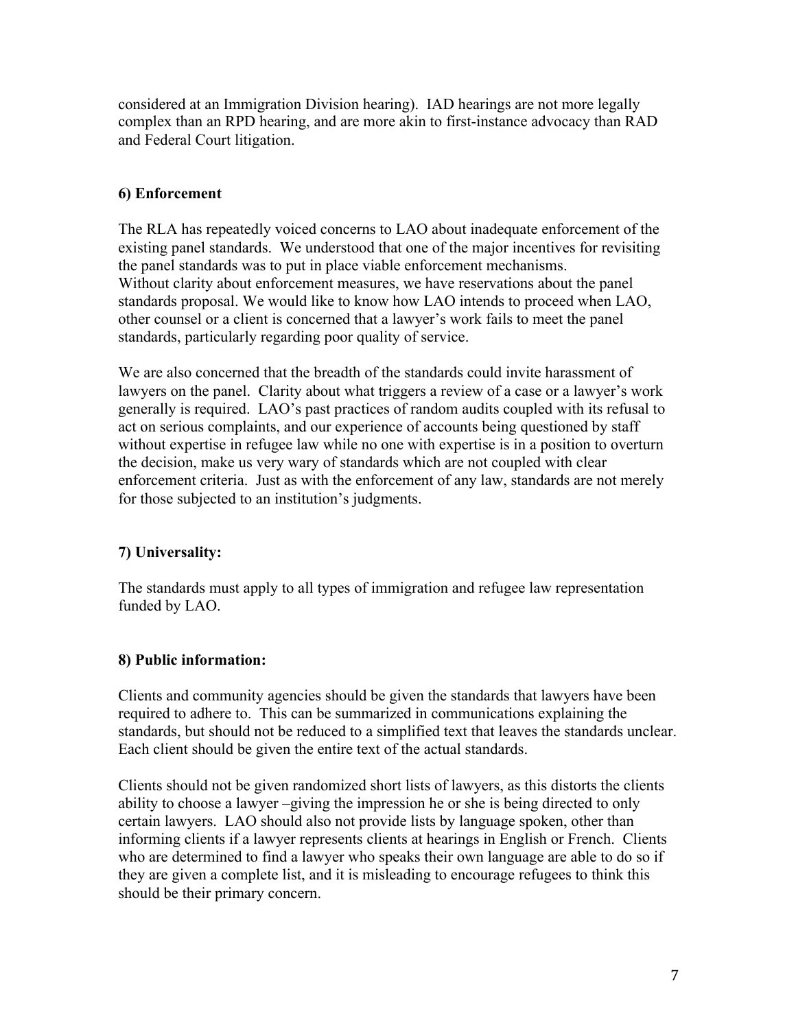considered at an Immigration Division hearing). IAD hearings are not more legally complex than an RPD hearing, and are more akin to first-instance advocacy than RAD and Federal Court litigation.

### 6) Enforcement

The RLA has repeatedly voiced concerns to LAO about inadequate enforcement of the existing panel standards. We understood that one of the major incentives for revisiting the panel standards was to put in place viable enforcement mechanisms.
Without clarity about enforcement measures, we have reservations about the panel standards proposal. We would like to know how LAO intends to proceed when LAO, other counsel or a client is concerned that a lawyer's work fails to meet the panel standards, particularly regarding poor quality of service.

We are also concerned that the breadth of the standards could invite harassment of lawyers on the panel. Clarity about what triggers a review of a case or a lawyer's work generally is required. LAO's past practices of random audits coupled with its refusal to act on serious complaints, and our experience of accounts being questioned by staff without expertise in refugee law while no one with expertise is in a position to overturn the decision, make us very wary of standards which are not coupled with clear enforcement criteria. Just as with the enforcement of any law, standards are not merely for those subjected to an institution's judgments.

### 7) Universality:

The standards must apply to all types of immigration and refugee law representation funded by LAO.

### 8) Public information:

Clients and community agencies should be given the standards that lawyers have been required to adhere to. This can be summarized in communications explaining the standards, but should not be reduced to a simplified text that leaves the standards unclear. Each client should be given the entire text of the actual standards.

Clients should not be given randomized short lists of lawyers, as this distorts the clients ability to choose a lawyer –giving the impression he or she is being directed to only certain lawyers. LAO should also not provide lists by language spoken, other than informing clients if a lawyer represents clients at hearings in English or French. Clients who are determined to find a lawyer who speaks their own language are able to do so if they are given a complete list, and it is misleading to encourage refugees to think this should be their primary concern.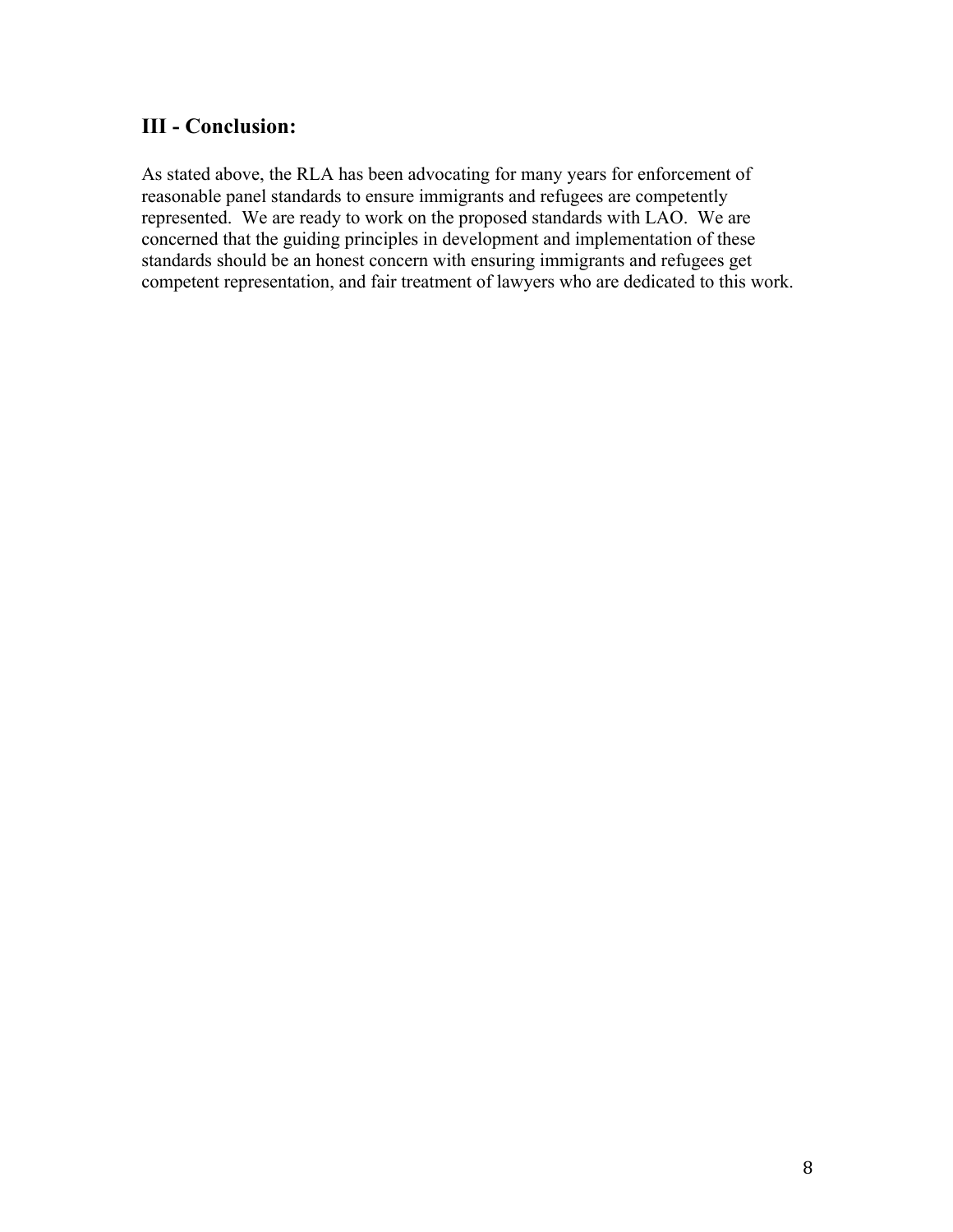## III - Conclusion:

As stated above, the RLA has been advocating for many years for enforcement of reasonable panel standards to ensure immigrants and refugees are competently represented. We are ready to work on the proposed standards with LAO. We are concerned that the guiding principles in development and implementation of these standards should be an honest concern with ensuring immigrants and refugees get competent representation, and fair treatment of lawyers who are dedicated to this work.